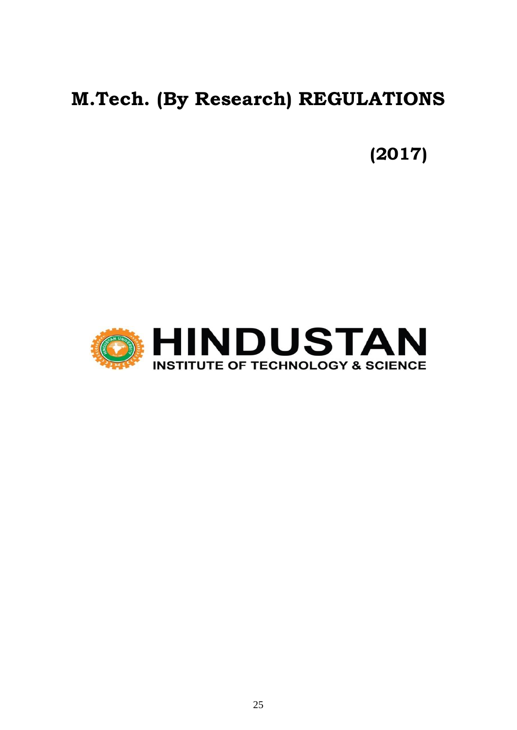# M.Tech. (By Research) REGULATIONS

**(2017)**

HINDUSTAN

INSTITUTE OF TECHNOLOGY & SCIENCE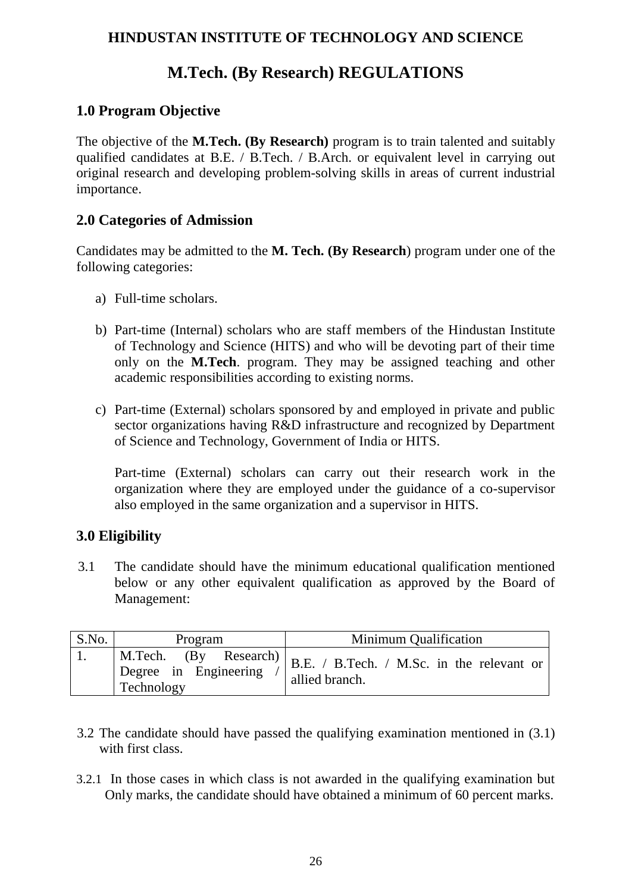**HINDUSTAN INSTITUTE OF TECHNOLOGY AND SCIENCE**

# M.Tech. (By Research) REGULATIONS

## 1.0 Program Objective

The objective of the **M.Tech. (By Research)** program is to train talented and suitably qualified candidates at B.E. / B.Tech. / B.Arch. or equivalent level in carrying out original research and developing problem-solving skills in areas of current industrial importance.

## 2.0 Categories of Admission

Candidates may be admitted to the **M. Tech. (By Research**) program under one of the following categories:

a) Full-time scholars.

b) Part-time (Internal) scholars who are staff members of the Hindustan Institute of Technology and Science (HITS) and who will be devoting part of their time only on the **M.Tech**. program. They may be assigned teaching and other academic responsibilities according to existing norms.

c) Part-time (External) scholars sponsored by and employed in private and public sector organizations having R&D infrastructure and recognized by Department of Science and Technology, Government of India or HITS.

   Part-time (External) scholars can carry out their research work in the organization where they are employed under the guidance of a co-supervisor also employed in the same organization and a supervisor in HITS.

## 3.0 Eligibility

3.1 The candidate should have the minimum educational qualification mentioned below or any other equivalent qualification as approved by the Board of Management:

| S.No. | Program | Minimum Qualification |
|---|---|---|
| 1. | M.Tech. (By Research) Degree in Engineering / Technology | B.E. / B.Tech. / M.Sc. in the relevant or allied branch. |

3.2 The candidate should have passed the qualifying examination mentioned in (3.1) with first class.

3.2.1 In those cases in which class is not awarded in the qualifying examination but Only marks, the candidate should have obtained a minimum of 60 percent marks.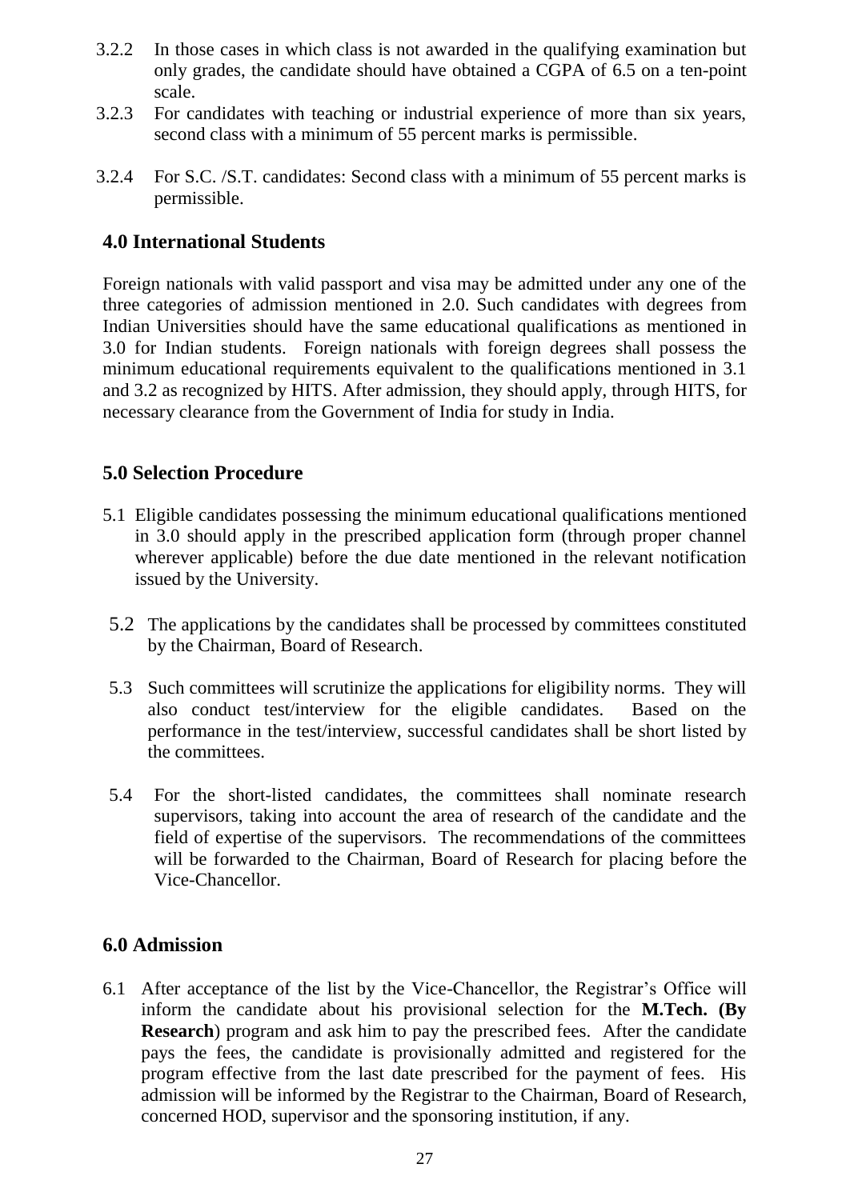3.2.2 In those cases in which class is not awarded in the qualifying examination but only grades, the candidate should have obtained a CGPA of 6.5 on a ten-point scale.

3.2.3 For candidates with teaching or industrial experience of more than six years, second class with a minimum of 55 percent marks is permissible.

3.2.4 For S.C. /S.T. candidates: Second class with a minimum of 55 percent marks is permissible.

## 4.0 International Students

Foreign nationals with valid passport and visa may be admitted under any one of the three categories of admission mentioned in 2.0. Such candidates with degrees from Indian Universities should have the same educational qualifications as mentioned in 3.0 for Indian students. Foreign nationals with foreign degrees shall possess the minimum educational requirements equivalent to the qualifications mentioned in 3.1 and 3.2 as recognized by HITS. After admission, they should apply, through HITS, for necessary clearance from the Government of India for study in India.

## 5.0 Selection Procedure

5.1 Eligible candidates possessing the minimum educational qualifications mentioned in 3.0 should apply in the prescribed application form (through proper channel wherever applicable) before the due date mentioned in the relevant notification issued by the University.

5.2 The applications by the candidates shall be processed by committees constituted by the Chairman, Board of Research.

5.3 Such committees will scrutinize the applications for eligibility norms. They will also conduct test/interview for the eligible candidates. Based on the performance in the test/interview, successful candidates shall be short listed by the committees.

5.4 For the short-listed candidates, the committees shall nominate research supervisors, taking into account the area of research of the candidate and the field of expertise of the supervisors. The recommendations of the committees will be forwarded to the Chairman, Board of Research for placing before the Vice-Chancellor.

## 6.0 Admission

6.1 After acceptance of the list by the Vice-Chancellor, the Registrar's Office will inform the candidate about his provisional selection for the **M.Tech. (By Research**) program and ask him to pay the prescribed fees. After the candidate pays the fees, the candidate is provisionally admitted and registered for the program effective from the last date prescribed for the payment of fees. His admission will be informed by the Registrar to the Chairman, Board of Research, concerned HOD, supervisor and the sponsoring institution, if any.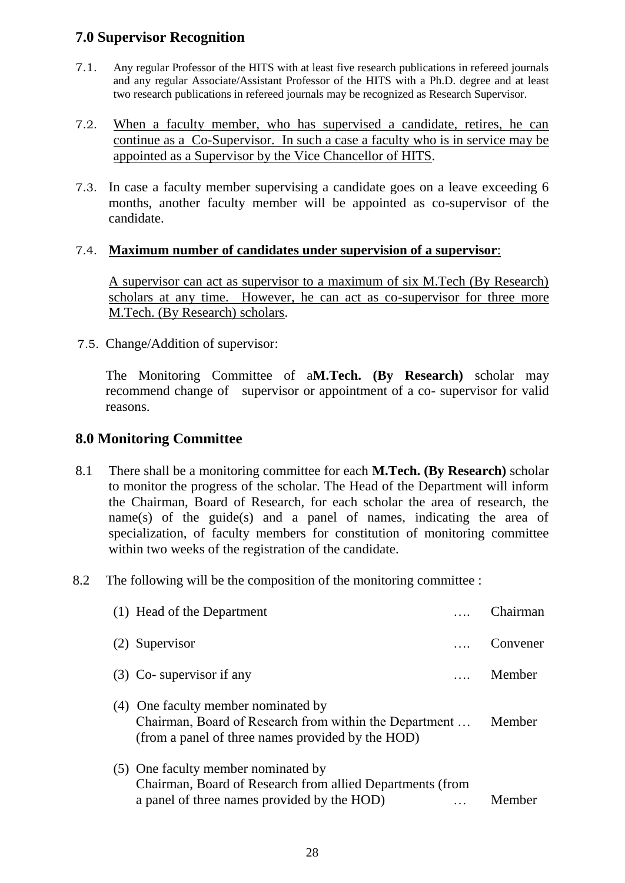## 7.0 Supervisor Recognition

7.1. Any regular Professor of the HITS with at least five research publications in refereed journals and any regular Associate/Assistant Professor of the HITS with a Ph.D. degree and at least two research publications in refereed journals may be recognized as Research Supervisor.

7.2. When a faculty member, who has supervised a candidate, retires, he can continue as a Co-Supervisor. In such a case a faculty who is in service may be appointed as a Supervisor by the Vice Chancellor of HITS.

7.3. In case a faculty member supervising a candidate goes on a leave exceeding 6 months, another faculty member will be appointed as co-supervisor of the candidate.

7.4. **Maximum number of candidates under supervision of a supervisor**:

A supervisor can act as supervisor to a maximum of six M.Tech (By Research) scholars at any time. However, he can act as co-supervisor for three more M.Tech. (By Research) scholars.

7.5. Change/Addition of supervisor:

The Monitoring Committee of a**M.Tech. (By Research)** scholar may recommend change of supervisor or appointment of a co- supervisor for valid reasons.

## 8.0 Monitoring Committee

8.1 There shall be a monitoring committee for each **M.Tech. (By Research)** scholar to monitor the progress of the scholar. The Head of the Department will inform the Chairman, Board of Research, for each scholar the area of research, the name(s) of the guide(s) and a panel of names, indicating the area of specialization, of faculty members for constitution of monitoring committee within two weeks of the registration of the candidate.

8.2 The following will be the composition of the monitoring committee :

| | | |
|---|---|---|
| (1) Head of the Department | …. | Chairman |
| (2) Supervisor | …. | Convener |
| (3) Co- supervisor if any | …. | Member |
| (4) One faculty member nominated by Chairman, Board of Research from within the Department (from a panel of three names provided by the HOD) | … | Member |
| (5) One faculty member nominated by Chairman, Board of Research from allied Departments (from a panel of three names provided by the HOD) | … | Member |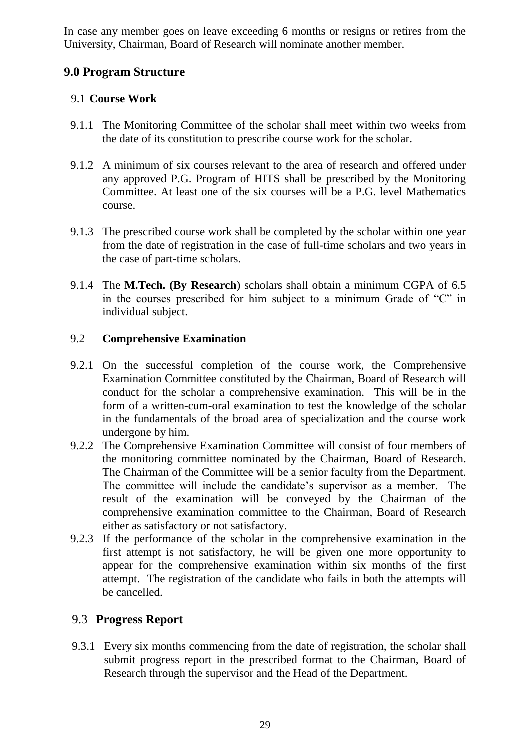In case any member goes on leave exceeding 6 months or resigns or retires from the University, Chairman, Board of Research will nominate another member.

## 9.0 Program Structure

### 9.1 Course Work

9.1.1 The Monitoring Committee of the scholar shall meet within two weeks from the date of its constitution to prescribe course work for the scholar.

9.1.2 A minimum of six courses relevant to the area of research and offered under any approved P.G. Program of HITS shall be prescribed by the Monitoring Committee. At least one of the six courses will be a P.G. level Mathematics course.

9.1.3 The prescribed course work shall be completed by the scholar within one year from the date of registration in the case of full-time scholars and two years in the case of part-time scholars.

9.1.4 The **M.Tech. (By Research**) scholars shall obtain a minimum CGPA of 6.5 in the courses prescribed for him subject to a minimum Grade of "C" in individual subject.

### 9.2 Comprehensive Examination

9.2.1 On the successful completion of the course work, the Comprehensive Examination Committee constituted by the Chairman, Board of Research will conduct for the scholar a comprehensive examination. This will be in the form of a written-cum-oral examination to test the knowledge of the scholar in the fundamentals of the broad area of specialization and the course work undergone by him.

9.2.2 The Comprehensive Examination Committee will consist of four members of the monitoring committee nominated by the Chairman, Board of Research. The Chairman of the Committee will be a senior faculty from the Department. The committee will include the candidate's supervisor as a member. The result of the examination will be conveyed by the Chairman of the comprehensive examination committee to the Chairman, Board of Research either as satisfactory or not satisfactory.

9.2.3 If the performance of the scholar in the comprehensive examination in the first attempt is not satisfactory, he will be given one more opportunity to appear for the comprehensive examination within six months of the first attempt. The registration of the candidate who fails in both the attempts will be cancelled.

### 9.3 Progress Report

9.3.1 Every six months commencing from the date of registration, the scholar shall submit progress report in the prescribed format to the Chairman, Board of Research through the supervisor and the Head of the Department.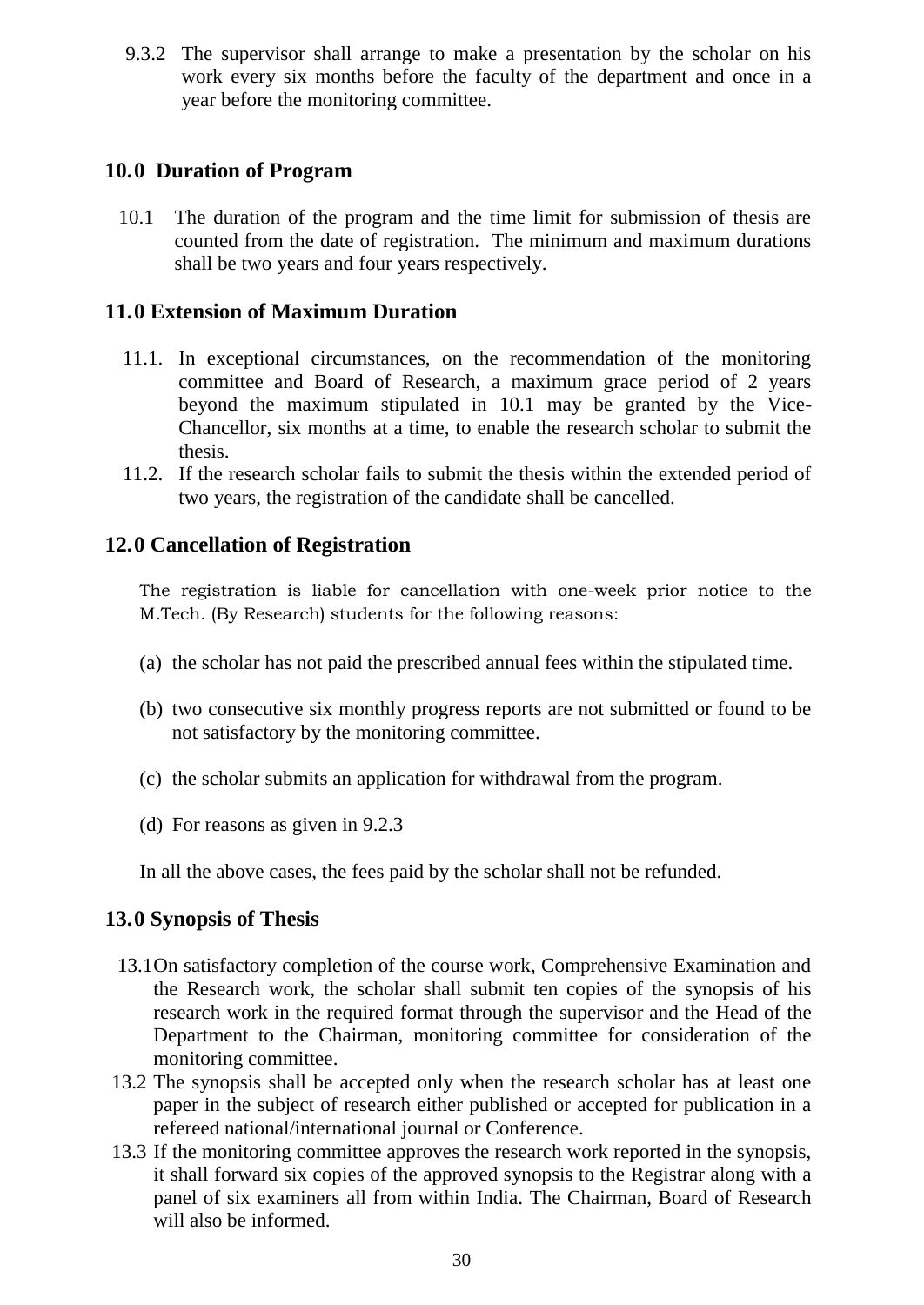9.3.2 The supervisor shall arrange to make a presentation by the scholar on his work every six months before the faculty of the department and once in a year before the monitoring committee.

## 10.0 Duration of Program

10.1 The duration of the program and the time limit for submission of thesis are counted from the date of registration. The minimum and maximum durations shall be two years and four years respectively.

## 11.0 Extension of Maximum Duration

11.1. In exceptional circumstances, on the recommendation of the monitoring committee and Board of Research, a maximum grace period of 2 years beyond the maximum stipulated in 10.1 may be granted by the Vice-Chancellor, six months at a time, to enable the research scholar to submit the thesis.

11.2. If the research scholar fails to submit the thesis within the extended period of two years, the registration of the candidate shall be cancelled.

## 12.0 Cancellation of Registration

The registration is liable for cancellation with one-week prior notice to the M.Tech. (By Research) students for the following reasons:

(a) the scholar has not paid the prescribed annual fees within the stipulated time.

(b) two consecutive six monthly progress reports are not submitted or found to be not satisfactory by the monitoring committee.

(c) the scholar submits an application for withdrawal from the program.

(d) For reasons as given in 9.2.3

In all the above cases, the fees paid by the scholar shall not be refunded.

## 13.0 Synopsis of Thesis

13.1 On satisfactory completion of the course work, Comprehensive Examination and the Research work, the scholar shall submit ten copies of the synopsis of his research work in the required format through the supervisor and the Head of the Department to the Chairman, monitoring committee for consideration of the monitoring committee.

13.2 The synopsis shall be accepted only when the research scholar has at least one paper in the subject of research either published or accepted for publication in a refereed national/international journal or Conference.

13.3 If the monitoring committee approves the research work reported in the synopsis, it shall forward six copies of the approved synopsis to the Registrar along with a panel of six examiners all from within India. The Chairman, Board of Research will also be informed.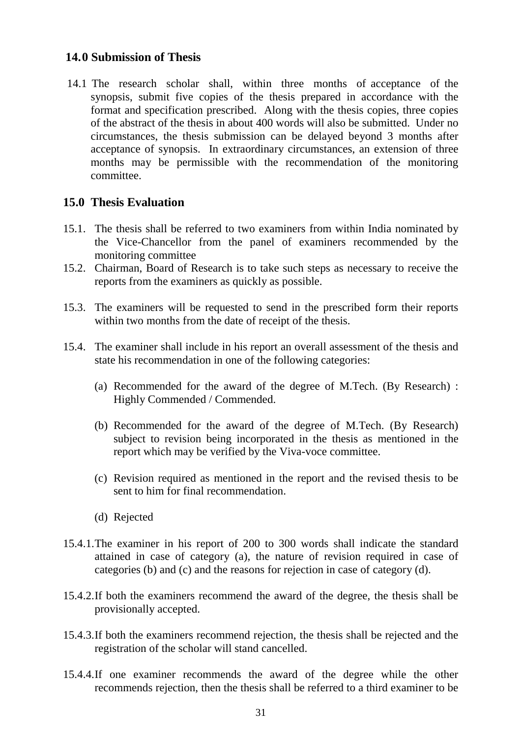## 14.0 Submission of Thesis

14.1 The research scholar shall, within three months of acceptance of the synopsis, submit five copies of the thesis prepared in accordance with the format and specification prescribed. Along with the thesis copies, three copies of the abstract of the thesis in about 400 words will also be submitted. Under no circumstances, the thesis submission can be delayed beyond 3 months after acceptance of synopsis. In extraordinary circumstances, an extension of three months may be permissible with the recommendation of the monitoring committee.

## 15.0 Thesis Evaluation

15.1. The thesis shall be referred to two examiners from within India nominated by the Vice-Chancellor from the panel of examiners recommended by the monitoring committee

15.2. Chairman, Board of Research is to take such steps as necessary to receive the reports from the examiners as quickly as possible.

15.3. The examiners will be requested to send in the prescribed form their reports within two months from the date of receipt of the thesis.

15.4. The examiner shall include in his report an overall assessment of the thesis and state his recommendation in one of the following categories:

(a) Recommended for the award of the degree of M.Tech. (By Research) : Highly Commended / Commended.

(b) Recommended for the award of the degree of M.Tech. (By Research) subject to revision being incorporated in the thesis as mentioned in the report which may be verified by the Viva-voce committee.

(c) Revision required as mentioned in the report and the revised thesis to be sent to him for final recommendation.

(d) Rejected

15.4.1. The examiner in his report of 200 to 300 words shall indicate the standard attained in case of category (a), the nature of revision required in case of categories (b) and (c) and the reasons for rejection in case of category (d).

15.4.2. If both the examiners recommend the award of the degree, the thesis shall be provisionally accepted.

15.4.3. If both the examiners recommend rejection, the thesis shall be rejected and the registration of the scholar will stand cancelled.

15.4.4. If one examiner recommends the award of the degree while the other recommends rejection, then the thesis shall be referred to a third examiner to be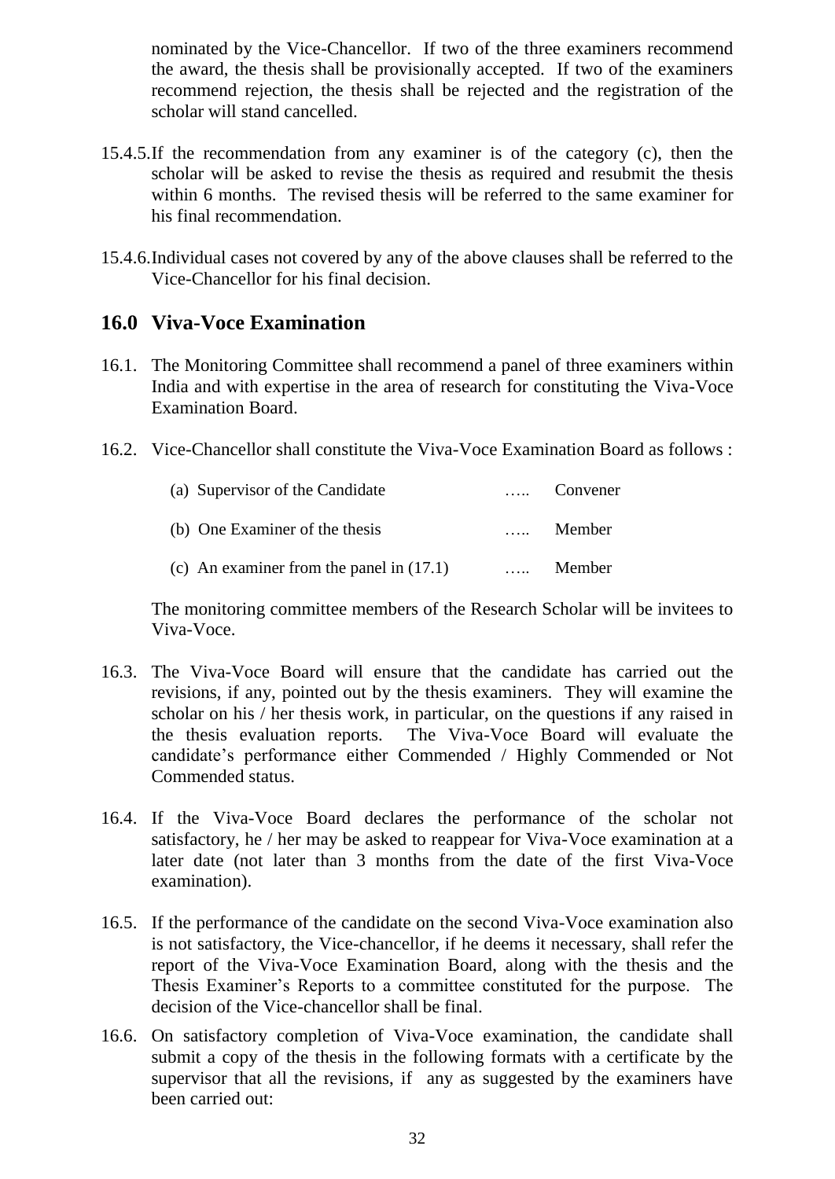nominated by the Vice-Chancellor. If two of the three examiners recommend the award, the thesis shall be provisionally accepted. If two of the examiners recommend rejection, the thesis shall be rejected and the registration of the scholar will stand cancelled.

15.4.5. If the recommendation from any examiner is of the category (c), then the scholar will be asked to revise the thesis as required and resubmit the thesis within 6 months. The revised thesis will be referred to the same examiner for his final recommendation.

15.4.6. Individual cases not covered by any of the above clauses shall be referred to the Vice-Chancellor for his final decision.

## 16.0 Viva-Voce Examination

16.1. The Monitoring Committee shall recommend a panel of three examiners within India and with expertise in the area of research for constituting the Viva-Voce Examination Board.

16.2. Vice-Chancellor shall constitute the Viva-Voce Examination Board as follows :

(a) Supervisor of the Candidate ….. Convener

(b) One Examiner of the thesis ….. Member

(c) An examiner from the panel in (17.1) ….. Member

The monitoring committee members of the Research Scholar will be invitees to Viva-Voce.

16.3. The Viva-Voce Board will ensure that the candidate has carried out the revisions, if any, pointed out by the thesis examiners. They will examine the scholar on his / her thesis work, in particular, on the questions if any raised in the thesis evaluation reports. The Viva-Voce Board will evaluate the candidate's performance either Commended / Highly Commended or Not Commended status.

16.4. If the Viva-Voce Board declares the performance of the scholar not satisfactory, he / her may be asked to reappear for Viva-Voce examination at a later date (not later than 3 months from the date of the first Viva-Voce examination).

16.5. If the performance of the candidate on the second Viva-Voce examination also is not satisfactory, the Vice-chancellor, if he deems it necessary, shall refer the report of the Viva-Voce Examination Board, along with the thesis and the Thesis Examiner's Reports to a committee constituted for the purpose. The decision of the Vice-chancellor shall be final.

16.6. On satisfactory completion of Viva-Voce examination, the candidate shall submit a copy of the thesis in the following formats with a certificate by the supervisor that all the revisions, if any as suggested by the examiners have been carried out: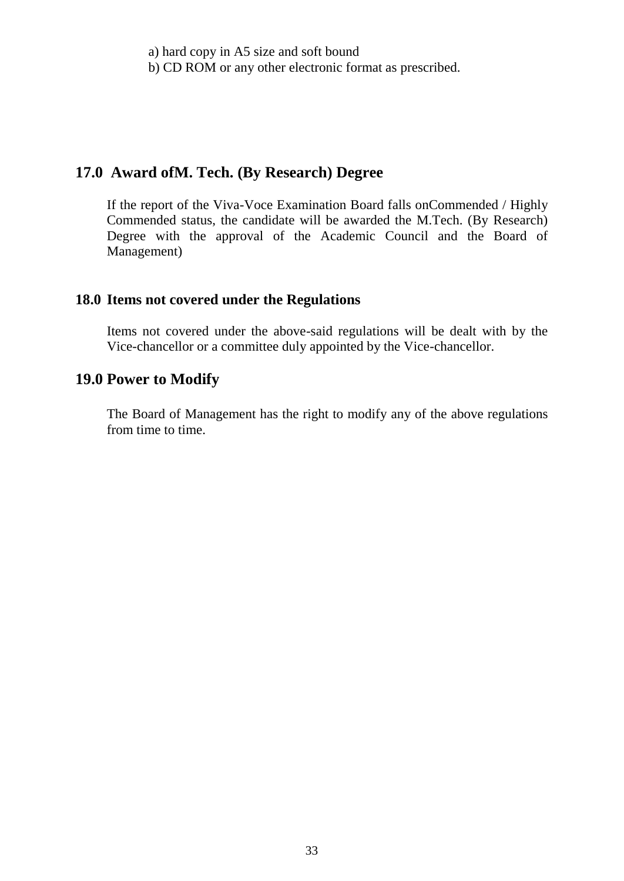a) hard copy in A5 size and soft bound
b) CD ROM or any other electronic format as prescribed.

## 17.0 Award ofM. Tech. (By Research) Degree

If the report of the Viva-Voce Examination Board falls onCommended / Highly Commended status, the candidate will be awarded the M.Tech. (By Research) Degree with the approval of the Academic Council and the Board of Management)

## 18.0 Items not covered under the Regulations

Items not covered under the above-said regulations will be dealt with by the Vice-chancellor or a committee duly appointed by the Vice-chancellor.

## 19.0 Power to Modify

The Board of Management has the right to modify any of the above regulations from time to time.